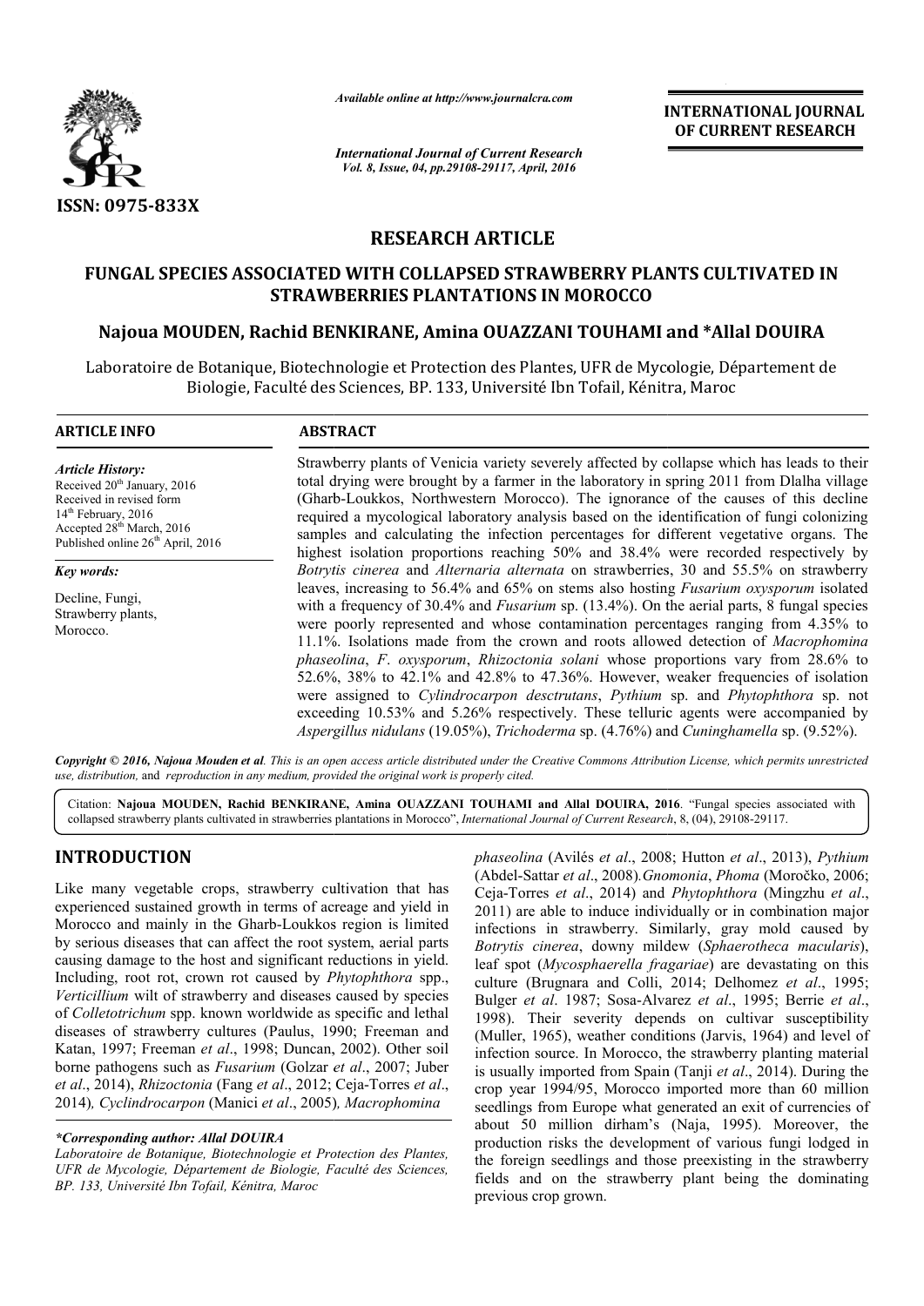# RESEARCH ARTICLE

## FUNGAL SPECIES ASSOCIATED WITH COLLAPSED STRAWBERRY PLANTS CULTIVATED IN STRAWBERRIES PLANTATIONS IN MOROCCO

**Najoua MOUDEN, Rachid BENKIRANE, Amina OUAZZANI TOUHAMI and *Allal DOUIRA**

Laboratoire de Botanique, Biotechnologie et Protection des Plantes, UFR de Mycologie, Département de Biologie, Faculté des Sciences, BP. 133, Université Ibn Tofail, Kénitra, Maroc

### ARTICLE INFO

*Article History:*

Received 20th January, 2016
Received in revised form 14th February, 2016
Accepted 28th March, 2016
Published online 26th April, 2016

*Key words:*

Decline, Fungi, Strawberry plants, Morocco.

### ABSTRACT

Strawberry plants of Venicia variety severely affected by collapse which has leads to their total drying were brought by a farmer in the laboratory in spring 2011 from Dlalha village (Gharb-Loukkos, Northwestern Morocco). The ignorance of the causes of this decline required a mycological laboratory analysis based on the identification of fungi colonizing samples and calculating the infection percentages for different vegetative organs. The highest isolation proportions reaching 50% and 38.4% were recorded respectively by *Botrytis cinerea* and *Alternaria alternata* on strawberries, 30 and 55.5% on strawberry leaves, increasing to 56.4% and 65% on stems also hosting *Fusarium oxysporum* isolated with a frequency of 30.4% and *Fusarium* sp. (13.4%). On the aerial parts, 8 fungal species were poorly represented and whose contamination percentages ranging from 4.35% to 11.1%. Isolations made from the crown and roots allowed detection of *Macrophomina phaseolina*, *F. oxysporum*, *Rhizoctonia solani* whose proportions vary from 28.6% to 52.6%, 38% to 42.1% and 42.8% to 47.36%. However, weaker frequencies of isolation were assigned to *Cylindrocarpon desctrutans*, *Pythium* sp. and *Phytophthora* sp. not exceeding 10.53% and 5.26% respectively. These telluric agents were accompanied by *Aspergillus nidulans* (19.05%), *Trichoderma* sp. (4.76%) and *Cuninghamella* sp. (9.52%).

*Copyright © 2016, Najoua Mouden et al. This is an open access article distributed under the Creative Commons Attribution License, which permits unrestricted use, distribution, and reproduction in any medium, provided the original work is properly cited.*

Citation: **Najoua MOUDEN, Rachid BENKIRANE, Amina OUAZZANI TOUHAMI and Allal DOUIRA, 2016**. "Fungal species associated with collapsed strawberry plants cultivated in strawberries plantations in Morocco", *International Journal of Current Research*, 8, (04), 29108-29117.

## INTRODUCTION

Like many vegetable crops, strawberry cultivation that has experienced sustained growth in terms of acreage and yield in Morocco and mainly in the Gharb-Loukkos region is limited by serious diseases that can affect the root system, aerial parts causing damage to the host and significant reductions in yield. Including, root rot, crown rot caused by *Phytophthora* spp., *Verticillium* wilt of strawberry and diseases caused by species of *Colletotrichum* spp. known worldwide as specific and lethal diseases of strawberry cultures (Paulus, 1990; Freeman and Katan, 1997; Freeman *et al*., 1998; Duncan, 2002). Other soil borne pathogens such as *Fusarium* (Golzar *et al*., 2007; Juber *et al*., 2014), *Rhizoctonia* (Fang *et al*., 2012; Ceja-Torres *et al*., 2014), *Cyclindrocarpon* (Manici *et al*., 2005), *Macrophomina phaseolina* (Avilés *et al*., 2008; Hutton *et al*., 2013), *Pythium* (Abdel-Sattar *et al*., 2008). *Gnomonia*, *Phoma* (Moročko, 2006; Ceja-Torres *et al*., 2014) and *Phytophthora* (Mingzhu *et al*., 2011) are able to induce individually or in combination major infections in strawberry. Similarly, gray mold caused by *Botrytis cinerea*, downy mildew (*Sphaerotheca macularis*), leaf spot (*Mycosphaerella fragariae*) are devastating on this culture (Brugnara and Colli, 2014; Delhomez *et al*., 1995; Bulger *et al*. 1987; Sosa-Alvarez *et al*., 1995; Berrie *et al*., 1998). Their severity depends on cultivar susceptibility (Muller, 1965), weather conditions (Jarvis, 1964) and level of infection source. In Morocco, the strawberry planting material is usually imported from Spain (Tanji *et al*., 2014). During the crop year 1994/95, Morocco imported more than 60 million seedlings from Europe what generated an exit of currencies of about 50 million dirham's (Naja, 1995). Moreover, the production risks the development of various fungi lodged in the foreign seedlings and those preexisting in the strawberry fields and on the strawberry plant being the dominating previous crop grown.

*Corresponding author: Allal DOUIRA*
*Laboratoire de Botanique, Biotechnologie et Protection des Plantes, UFR de Mycologie, Département de Biologie, Faculté des Sciences, BP. 133, Université Ibn Tofail, Kénitra, Maroc*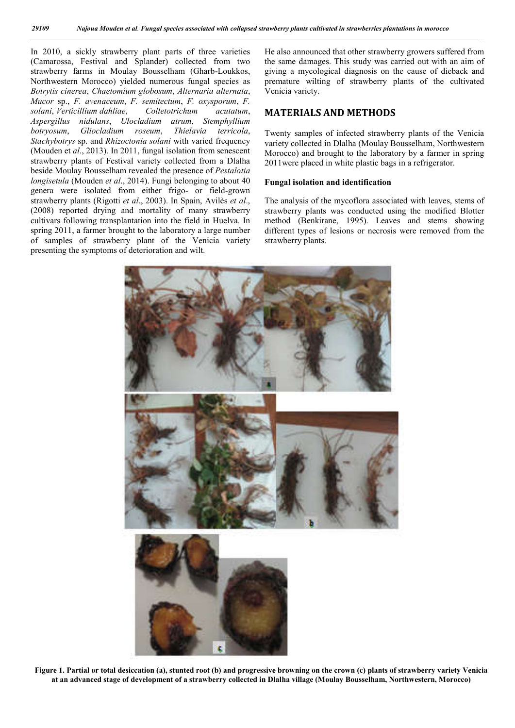In 2010, a sickly strawberry plant parts of three varieties (Camarossa, Festival and Splander) collected from two strawberry farms in Moulay Bousselham (Gharb-Loukkos, Northwestern Morocco) yielded numerous fungal species as *Botrytis cinerea*, *Chaetomium globosum*, *Alternaria alternata*, *Mucor* sp., *F. avenaceum*, *F. semitectum*, *F. oxysporum*, *F. solani*, *Verticillium dahliae*, *Colletotrichum acutatum*, *Aspergillus nidulans*, *Ulocladium atrum*, *Stemphyllium botryosum*, *Gliocladium roseum*, *Thielavia terricola*, *Stachybotrys* sp. and *Rhizoctonia solani* with varied frequency (Mouden et *al*., 2013). In 2011, fungal isolation from senescent strawberry plants of Festival variety collected from a Dlalha beside Moulay Bousselham revealed the presence of *Pestalotia longisetula* (Mouden *et al*., 2014). Fungi belonging to about 40 genera were isolated from either frigo- or field-grown strawberry plants (Rigotti *et al*., 2003). In Spain, Avilès *et al*., (2008) reported drying and mortality of many strawberry cultivars following transplantation into the field in Huelva. In spring 2011, a farmer brought to the laboratory a large number of samples of strawberry plant of the Venicia variety presenting the symptoms of deterioration and wilt. He also announced that other strawberry growers suffered from the same damages. This study was carried out with an aim of giving a mycological diagnosis on the cause of dieback and premature wilting of strawberry plants of the cultivated Venicia variety.

## MATERIALS AND METHODS

Twenty samples of infected strawberry plants of the Venicia variety collected in Dlalha (Moulay Bousselham, Northwestern Morocco) and brought to the laboratory by a farmer in spring 2011were placed in white plastic bags in a refrigerator.

### Fungal isolation and identification

The analysis of the mycoflora associated with leaves, stems of strawberry plants was conducted using the modified Blotter method (Benkirane, 1995). Leaves and stems showing different types of lesions or necrosis were removed from the strawberry plants.

**Figure 1. Partial or total desiccation (a), stunted root (b) and progressive browning on the crown (c) plants of strawberry variety Venicia at an advanced stage of development of a strawberry collected in Dlalha village (Moulay Bousselham, Northwestern, Morocco)**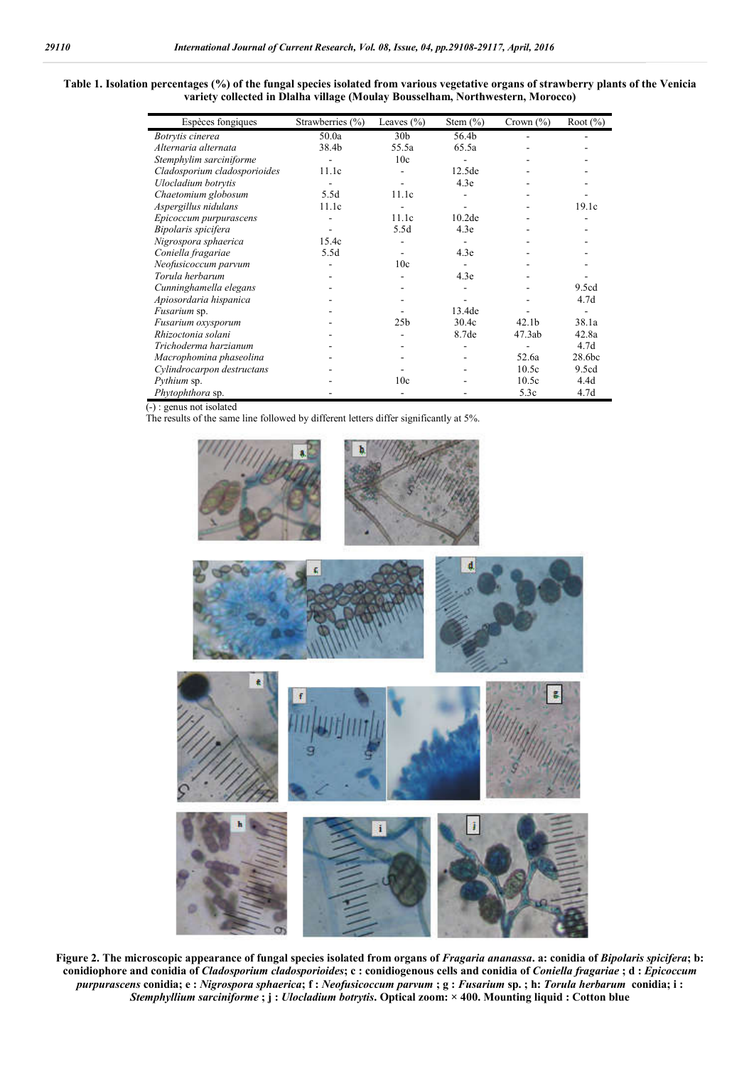**Table 1. Isolation percentages (%) of the fungal species isolated from various vegetative organs of strawberry plants of the Venicia variety collected in Dlalha village (Moulay Bousselham, Northwestern, Morocco)**

| Espèces fongiques | Strawberries (%) | Leaves (%) | Stem (%) | Crown (%) | Root (%) |
|---|---|---|---|---|---|
| *Botrytis cinerea* | 50.0a | 30b | 56.4b | - | - |
| *Alternaria alternata* | 38.4b | 55.5a | 65.5a | - | - |
| *Stemphylim sarciniforme* | - | 10c | - | - | - |
| *Cladosporium cladosporioides* | 11.1c | - | 12.5de | - | - |
| *Ulocladium botrytis* | - | - | 4.3e | - | - |
| *Chaetomium globosum* | 5.5d | 11.1c | - | - | - |
| *Aspergillus nidulans* | 11.1c | - | - | - | 19.1c |
| *Epicoccum purpurascens* | - | 11.1c | 10.2de | - | - |
| *Bipolaris spicifera* | - | 5.5d | 4.3e | - | - |
| *Nigrospora sphaerica* | 15.4c | - | - | - | - |
| *Coniella fragariae* | 5.5d | - | 4.3e | - | - |
| *Neofusicoccum parvum* | - | 10c | - | - | - |
| *Torula herbarum* | - | - | 4.3e | - | - |
| *Cunninghamella elegans* | - | - | - | - | 9.5cd |
| *Apiosordaria hispanica* | - | - | - | - | 4.7d |
| *Fusarium* sp. | - | - | 13.4de | - | - |
| *Fusarium oxysporum* | - | 25b | 30.4c | 42.1b | 38.1a |
| *Rhizoctonia solani* | - | - | 8.7de | 47.3ab | 42.8a |
| *Trichoderma harzianum* | - | - | - | - | 4.7d |
| *Macrophomina phaseolina* | - | - | - | 52.6a | 28.6bc |
| *Cylindrocarpon destructans* | - | - | - | 10.5c | 9.5cd |
| *Pythium* sp. | - | 10c | - | 10.5c | 4.4d |
| *Phytophthora* sp. | - | - | - | 5.3c | 4.7d |

(-) : genus not isolated

The results of the same line followed by different letters differ significantly at 5%.

**Figure 2. The microscopic appearance of fungal species isolated from organs of *Fragaria ananassa*. a: conidia of *Bipolaris spicifera*; b: conidiophore and conidia of *Cladosporium cladosporioides*; c : conidiogenous cells and conidia of *Coniella fragariae* ; d : *Epicoccum purpurascens* conidia; e : *Nigrospora sphaerica*; f : *Neofusicoccum parvum* ; g : *Fusarium* sp. ; h: *Torula herbarum* conidia; i : *Stemphyllium sarciniforme* ; j : *Ulocladium botrytis*. Optical zoom: × 400. Mounting liquid : Cotton blue**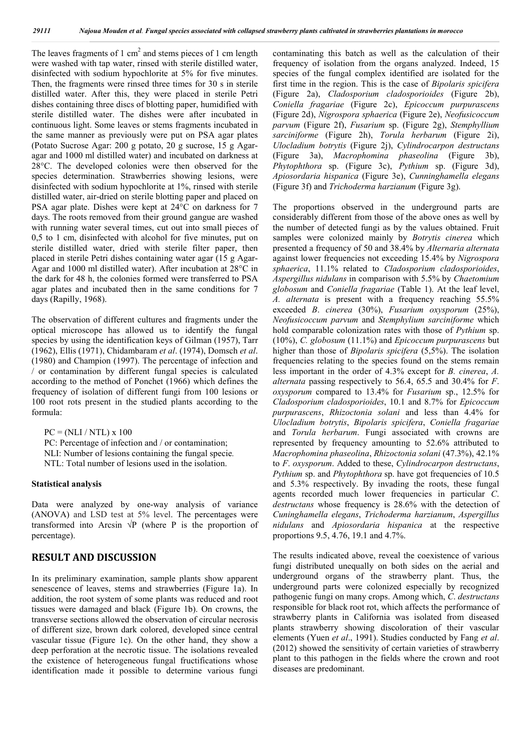The leaves fragments of 1 $cm^2$ and stems pieces of 1 cm length were washed with tap water, rinsed with sterile distilled water, disinfected with sodium hypochlorite at 5% for five minutes. Then, the fragments were rinsed three times for 30 s in sterile distilled water. After this, they were placed in sterile Petri dishes containing three discs of blotting paper, humidified with sterile distilled water. The dishes were after incubated in continuous light. Some leaves or stems fragments incubated in the same manner as previously were put on PSA agar plates (Potato Sucrose Agar: 200 g potato, 20 g sucrose, 15 g Agar-agar and 1000 ml distilled water) and incubated on darkness at 28°C. The developed colonies were then observed for the species determination. Strawberries showing lesions, were disinfected with sodium hypochlorite at 1%, rinsed with sterile distilled water, air-dried on sterile blotting paper and placed on PSA agar plate. Dishes were kept at 24°C on darkness for 7 days. The roots removed from their ground gangue are washed with running water several times, cut out into small pieces of 0,5 to 1 cm, disinfected with alcohol for five minutes, put on sterile distilled water, dried with sterile filter paper, then placed in sterile Petri dishes containing water agar (15 g Agar-Agar and 1000 ml distilled water). After incubation at 28°C in the dark for 48 h, the colonies formed were transferred to PSA agar plates and incubated then in the same conditions for 7 days (Rapilly, 1968).

The observation of different cultures and fragments under the optical microscope has allowed us to identify the fungal species by using the identification keys of Gilman (1957), Tarr (1962), Ellis (1971), Chidambaram *et al*. (1974), Domsch *et al*. (1980) and Champion (1997). The percentage of infection and / or contamination by different fungal species is calculated according to the method of Ponchet (1966) which defines the frequency of isolation of different fungi from 100 lesions or 100 root rots present in the studied plants according to the formula:

$$PC = (NLI / NTL) \times 100$$

PC: Percentage of infection and / or contamination;
NLI: Number of lesions containing the fungal specie.
NTL: Total number of lesions used in the isolation.

### Statistical analysis

Data were analyzed by one-way analysis of variance (ANOVA) and LSD test at 5% level. The percentages were transformed into Arcsin $\sqrt{P}$ (where P is the proportion of percentage).

## RESULT AND DISCUSSION

In its preliminary examination, sample plants show apparent senescence of leaves, stems and strawberries (Figure 1a). In addition, the root system of some plants was reduced and root tissues were damaged and black (Figure 1b). On crowns, the transverse sections allowed the observation of circular necrosis of different size, brown dark colored, developed since central vascular tissue (Figure 1c). On the other hand, they show a deep perforation at the necrotic tissue. The isolations revealed the existence of heterogeneous fungal fructifications whose identification made it possible to determine various fungi contaminating this batch as well as the calculation of their frequency of isolation from the organs analyzed. Indeed, 15 species of the fungal complex identified are isolated for the first time in the region. This is the case of *Bipolaris spicifera* (Figure 2a), *Cladosporium cladosporioides* (Figure 2b), *Coniella fragariae* (Figure 2c), *Epicoccum purpurascens* (Figure 2d), *Nigrospora sphaerica* (Figure 2e), *Neofusicoccum parvum* (Figure 2f), *Fusarium* sp. (Figure 2g), *Stemphyllium sarciniforme* (Figure 2h), *Torula herbarum* (Figure 2i), *Ulocladium botrytis* (Figure 2j), *Cylindrocarpon destructans* (Figure 3a), *Macrophomina phaseolina* (Figure 3b), *Phytophthora* sp. (Figure 3c), *Pythium* sp. (Figure 3d), *Apiosordaria hispanica* (Figure 3e), *Cunninghamella elegans* (Figure 3f) and *Trichoderma harzianum* (Figure 3g).

The proportions observed in the underground parts are considerably different from those of the above ones as well by the number of detected fungi as by the values obtained. Fruit samples were colonized mainly by *Botrytis cinerea* which presented a frequency of 50 and 38.4% by *Alternaria alternata* against lower frequencies not exceeding 15.4% by *Nigrospora sphaerica*, 11.1% related to *Cladosporium cladosporioides*, *Aspergillus nidulans* in comparison with 5.5% by *Chaetomium globosum* and *Coniella fragariae* (Table 1). At the leaf level, *A. alternata* is present with a frequency reaching 55.5% exceeded *B*. *cinerea* (30%), *Fusarium oxysporum* (25%), *Neofusicoccum parvum* and *Stemphylium sarciniforme* which hold comparable colonization rates with those of *Pythium* sp. (10%), *C. globosum* (11.1%) and *Epicoccum purpurascens* but higher than those of *Bipolaris spicifera* (5,5%). The isolation frequencies relating to the species found on the stems remain less important in the order of 4.3% except for *B. cinerea*, *A. alternata* passing respectively to 56.4, 65.5 and 30.4% for *F*. *oxysporum* compared to 13.4% for *Fusarium* sp., 12.5% for *Cladosporium cladosporioides*, 10.1 and 8.7% for *Epicoccum purpurascens*, *Rhizoctonia solani* and less than 4.4% for *Ulocladium botrytis*, *Bipolaris spicifera*, *Coniella fragariae* and *Torula herbarum*. Fungi associated with crowns are represented by frequency amounting to 52.6% attributed to *Macrophomina phaseolina*, *Rhizoctonia solani* (47.3%), 42.1% to *F*. *oxysporum*. Added to these, *Cylindrocarpon destructans*, *Pythium* sp. and *Phytophthora* sp. have got frequencies of 10.5 and 5.3% respectively. By invading the roots, these fungal agents recorded much lower frequencies in particular *C*. *destructans* whose frequency is 28.6% with the detection of *Cuninghamella elegans*, *Trichoderma harzianum*, *Aspergillus nidulans* and *Apiosordaria hispanica* at the respective proportions 9.5, 4.76, 19.1 and 4.7%.

The results indicated above, reveal the coexistence of various fungi distributed unequally on both sides on the aerial and underground organs of the strawberry plant. Thus, the underground parts were colonized especially by recognized pathogenic fungi on many crops. Among which, *C*. *destructans* responsible for black root rot, which affects the performance of strawberry plants in California was isolated from diseased plants strawberry showing discoloration of their vascular elements (Yuen *et al*., 1991). Studies conducted by Fang *et al*. (2012) showed the sensitivity of certain varieties of strawberry plant to this pathogen in the fields where the crown and root diseases are predominant.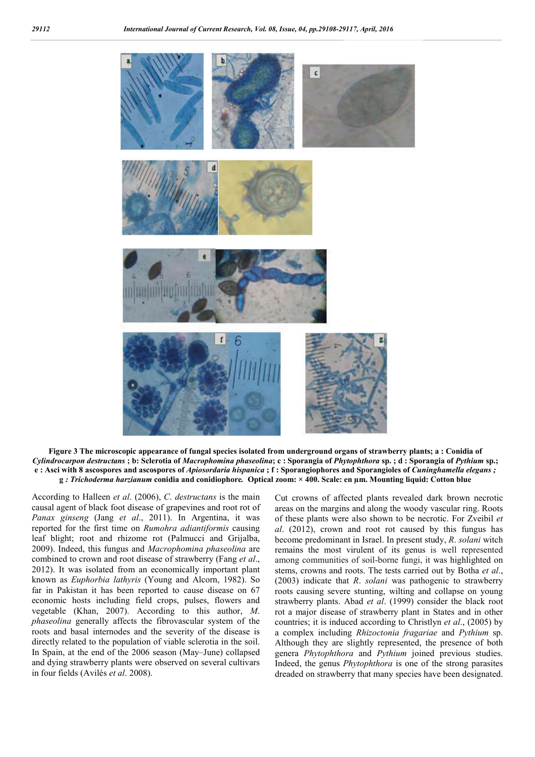**Figure 3 The microscopic appearance of fungal species isolated from underground organs of strawberry plants; a : Conidia of *Cylindrocarpon destructans* ; b: Sclerotia of *Macrophomina phaseolina*; c : Sporangia of *Phytophthora* sp. ; d : Sporangia of *Pythium* sp.; e : Asci with 8 ascospores and ascospores of *Apiosordaria hispanica* ; f : Sporangiophores and Sporangioles of *Cuninghamella elegans ;* g *: Trichoderma harzianum* conidia and conidiophore*.* Optical zoom: × 400. Scale: en µm. Mounting liquid: Cotton blue**

According to Halleen *et al*. (2006), *C. destructans* is the main causal agent of black foot disease of grapevines and root rot of *Panax ginseng* (Jang *et al*., 2011). In Argentina, it was reported for the first time on *Rumohra adiantiformis* causing leaf blight; root and rhizome rot (Palmucci and Grijalba, 2009). Indeed, this fungus and *Macrophomina phaseolina* are combined to crown and root disease of strawberry (Fang *et al*., 2012). It was isolated from an economically important plant known as *Euphorbia lathyris* (Young and Alcorn, 1982). So far in Pakistan it has been reported to cause disease on 67 economic hosts including field crops, pulses, flowers and vegetable (Khan, 2007). According to this author, *M. phaseolina* generally affects the fibrovascular system of the roots and basal internodes and the severity of the disease is directly related to the population of viable sclerotia in the soil. In Spain, at the end of the 2006 season (May–June) collapsed and dying strawberry plants were observed on several cultivars in four fields (Avilés *et al*. 2008).

Cut crowns of affected plants revealed dark brown necrotic areas on the margins and along the woody vascular ring. Roots of these plants were also shown to be necrotic. For Zveibil *et al*. (2012), crown and root rot caused by this fungus has become predominant in Israel. In present study, *R. solani* witch remains the most virulent of its genus is well represented among communities of soil-borne fungi, it was highlighted on stems, crowns and roots. The tests carried out by Botha *et al*., (2003) indicate that *R. solani* was pathogenic to strawberry roots causing severe stunting, wilting and collapse on young strawberry plants. Abad *et al*. (1999) consider the black root rot a major disease of strawberry plant in States and in other countries; it is induced according to Christlyn *et al*., (2005) by a complex including *Rhizoctonia fragariae* and *Pythium* sp. Although they are slightly represented, the presence of both genera *Phytophthora* and *Pythium* joined previous studies. Indeed, the genus *Phytophthora* is one of the strong parasites dreaded on strawberry that many species have been designated.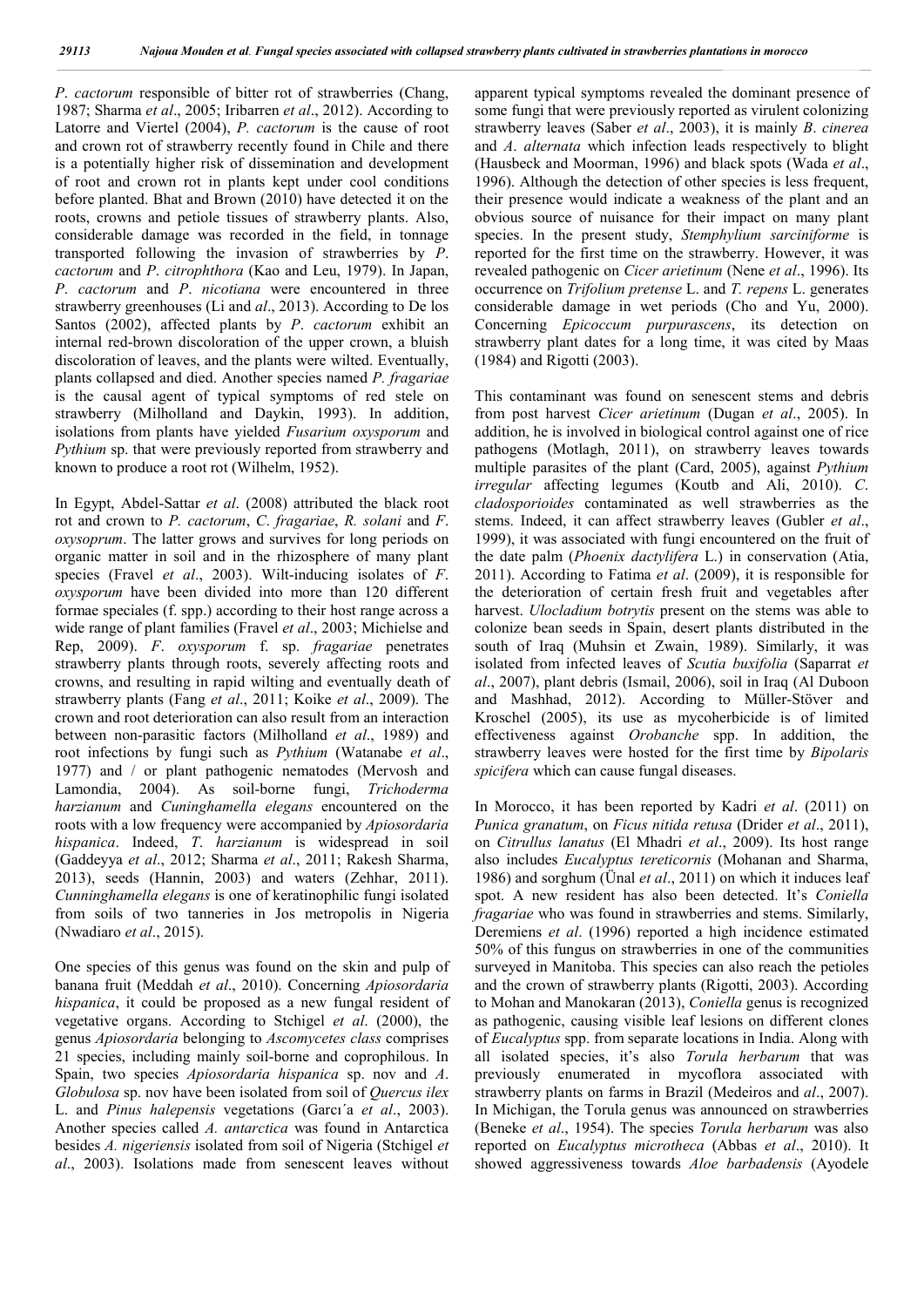*P. cactorum* responsible of bitter rot of strawberries (Chang, 1987; Sharma *et al*., 2005; Iribarren *et al*., 2012). According to Latorre and Viertel (2004), *P. cactorum* is the cause of root and crown rot of strawberry recently found in Chile and there is a potentially higher risk of dissemination and development of root and crown rot in plants kept under cool conditions before planted. Bhat and Brown (2010) have detected it on the roots, crowns and petiole tissues of strawberry plants. Also, considerable damage was recorded in the field, in tonnage transported following the invasion of strawberries by *P. cactorum* and *P. citrophthora* (Kao and Leu, 1979). In Japan, *P. cactorum* and *P. nicotiana* were encountered in three strawberry greenhouses (Li and *al*., 2013). According to De los Santos (2002), affected plants by *P. cactorum* exhibit an internal red-brown discoloration of the upper crown, a bluish discoloration of leaves, and the plants were wilted. Eventually, plants collapsed and died. Another species named *P. fragariae* is the causal agent of typical symptoms of red stele on strawberry (Milholland and Daykin, 1993). In addition, isolations from plants have yielded *Fusarium oxysporum* and *Pythium* sp. that were previously reported from strawberry and known to produce a root rot (Wilhelm, 1952).

In Egypt, Abdel-Sattar *et al*. (2008) attributed the black root rot and crown to *P. cactorum*, *C. fragariae*, *R. solani* and *F. oxysoprum*. The latter grows and survives for long periods on organic matter in soil and in the rhizosphere of many plant species (Fravel *et al*., 2003). Wilt-inducing isolates of *F. oxysporum* have been divided into more than 120 different formae speciales (f. spp.) according to their host range across a wide range of plant families (Fravel *et al*., 2003; Michielse and Rep, 2009). *F. oxysporum* f. sp. *fragariae* penetrates strawberry plants through roots, severely affecting roots and crowns, and resulting in rapid wilting and eventually death of strawberry plants (Fang *et al*., 2011; Koike *et al*., 2009). The crown and root deterioration can also result from an interaction between non-parasitic factors (Milholland *et al*., 1989) and root infections by fungi such as *Pythium* (Watanabe *et al*., 1977) and / or plant pathogenic nematodes (Mervosh and Lamondia, 2004). As soil-borne fungi, *Trichoderma harzianum* and *Cuninghamella elegans* encountered on the roots with a low frequency were accompanied by *Apiosordaria hispanica*. Indeed, *T. harzianum* is widespread in soil (Gaddeyya *et al*., 2012; Sharma *et al*., 2011; Rakesh Sharma, 2013), seeds (Hannin, 2003) and waters (Zehhar, 2011). *Cunninghamella elegans* is one of keratinophilic fungi isolated from soils of two tanneries in Jos metropolis in Nigeria (Nwadiaro *et al*., 2015).

One species of this genus was found on the skin and pulp of banana fruit (Meddah *et al*., 2010). Concerning *Apiosordaria hispanica*, it could be proposed as a new fungal resident of vegetative organs. According to Stchigel *et al*. (2000), the genus *Apiosordaria* belonging to *Ascomycetes class* comprises 21 species, including mainly soil-borne and coprophilous. In Spain, two species *Apiosordaria hispanica* sp. nov and *A. Globulosa* sp. nov have been isolated from soil of *Quercus ilex* L. and *Pinus halepensis* vegetations (Garcı´a *et al*., 2003). Another species called *A. antarctica* was found in Antarctica besides *A. nigeriensis* isolated from soil of Nigeria (Stchigel *et al*., 2003). Isolations made from senescent leaves without apparent typical symptoms revealed the dominant presence of some fungi that were previously reported as virulent colonizing strawberry leaves (Saber *et al*., 2003), it is mainly *B. cinerea* and *A. alternata* which infection leads respectively to blight (Hausbeck and Moorman, 1996) and black spots (Wada *et al*., 1996). Although the detection of other species is less frequent, their presence would indicate a weakness of the plant and an obvious source of nuisance for their impact on many plant species. In the present study, *Stemphylium sarciniforme* is reported for the first time on the strawberry. However, it was revealed pathogenic on *Cicer arietinum* (Nene *et al*., 1996). Its occurrence on *Trifolium pretense* L. and *T. repens* L. generates considerable damage in wet periods (Cho and Yu, 2000). Concerning *Epicoccum purpurascens*, its detection on strawberry plant dates for a long time, it was cited by Maas (1984) and Rigotti (2003).

This contaminant was found on senescent stems and debris from post harvest *Cicer arietinum* (Dugan *et al*., 2005). In addition, he is involved in biological control against one of rice pathogens (Motlagh, 2011), on strawberry leaves towards multiple parasites of the plant (Card, 2005), against *Pythium irregular* affecting legumes (Koutb and Ali, 2010). *C. cladosporioides* contaminated as well strawberries as the stems. Indeed, it can affect strawberry leaves (Gubler *et al*., 1999), it was associated with fungi encountered on the fruit of the date palm (*Phoenix dactylifera* L.) in conservation (Atia, 2011). According to Fatima *et al*. (2009), it is responsible for the deterioration of certain fresh fruit and vegetables after harvest. *Ulocladium botrytis* present on the stems was able to colonize bean seeds in Spain, desert plants distributed in the south of Iraq (Muhsin et Zwain, 1989). Similarly, it was isolated from infected leaves of *Scutia buxifolia* (Saparrat *et al*., 2007), plant debris (Ismail, 2006), soil in Iraq (Al Duboon and Mashhad, 2012). According to Müller-Stöver and Kroschel (2005), its use as mycoherbicide is of limited effectiveness against *Orobanche* spp. In addition, the strawberry leaves were hosted for the first time by *Bipolaris spicifera* which can cause fungal diseases.

In Morocco, it has been reported by Kadri *et al*. (2011) on *Punica granatum*, on *Ficus nitida retusa* (Drider *et al*., 2011), on *Citrullus lanatus* (El Mhadri *et al*., 2009). Its host range also includes *Eucalyptus tereticornis* (Mohanan and Sharma, 1986) and sorghum (Ünal *et al*., 2011) on which it induces leaf spot. A new resident has also been detected. It's *Coniella fragariae* who was found in strawberries and stems. Similarly, Deremiens *et al*. (1996) reported a high incidence estimated 50% of this fungus on strawberries in one of the communities surveyed in Manitoba. This species can also reach the petioles and the crown of strawberry plants (Rigotti, 2003). According to Mohan and Manokaran (2013), *Coniella* genus is recognized as pathogenic, causing visible leaf lesions on different clones of *Eucalyptus* spp. from separate locations in India. Along with all isolated species, it's also *Torula herbarum* that was previously enumerated in mycoflora associated with strawberry plants on farms in Brazil (Medeiros and *al*., 2007). In Michigan, the Torula genus was announced on strawberries (Beneke *et al*., 1954). The species *Torula herbarum* was also reported on *Eucalyptus microtheca* (Abbas *et al*., 2010). It showed aggressiveness towards *Aloe barbadensis* (Ayodele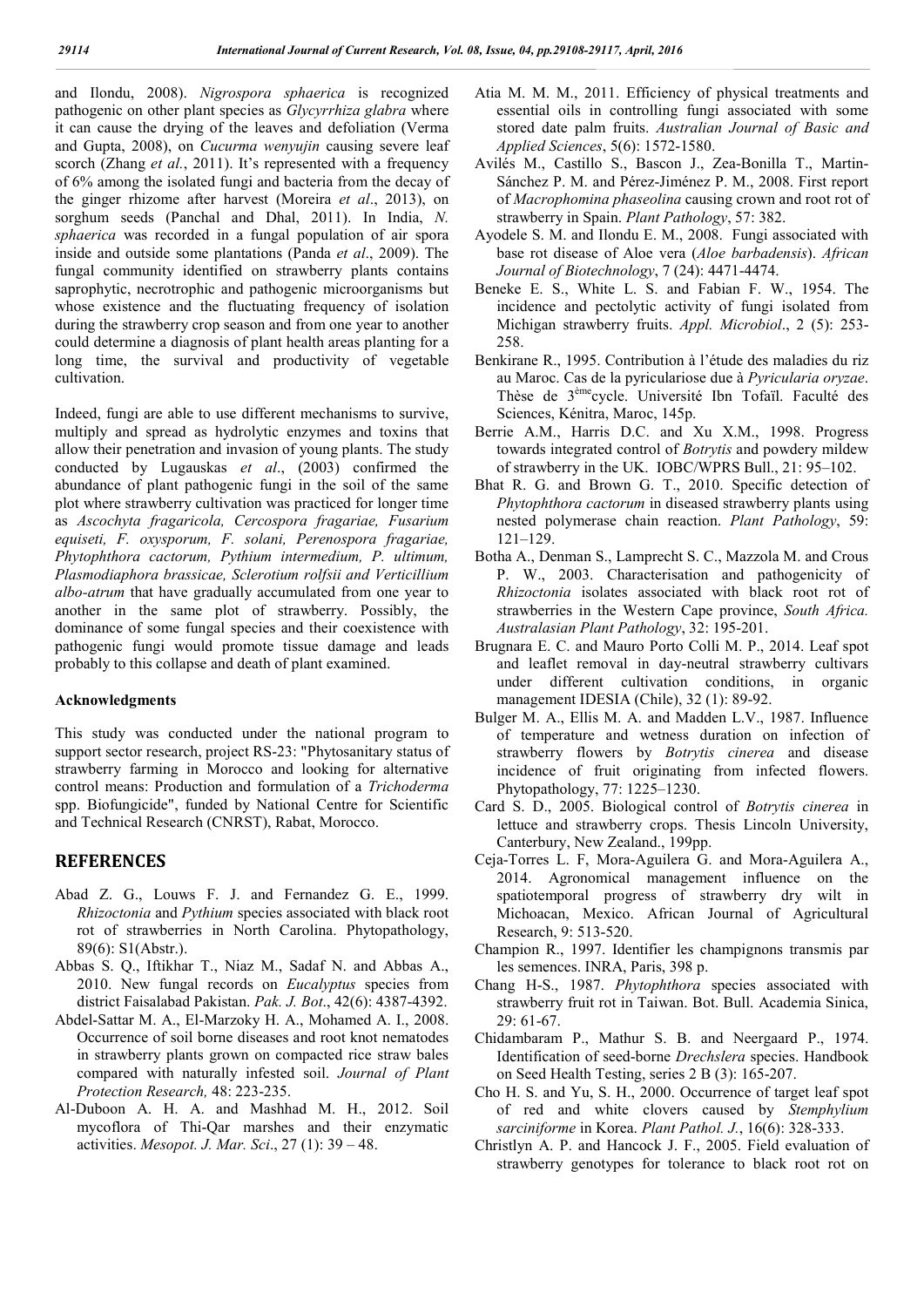and Ilondu, 2008). *Nigrospora sphaerica* is recognized pathogenic on other plant species as *Glycyrrhiza glabra* where it can cause the drying of the leaves and defoliation (Verma and Gupta, 2008), on *Cucurma wenyujin* causing severe leaf scorch (Zhang *et al.*, 2011). It's represented with a frequency of 6% among the isolated fungi and bacteria from the decay of the ginger rhizome after harvest (Moreira *et al*., 2013), on sorghum seeds (Panchal and Dhal, 2011). In India, *N. sphaerica* was recorded in a fungal population of air spora inside and outside some plantations (Panda *et al*., 2009). The fungal community identified on strawberry plants contains saprophytic, necrotrophic and pathogenic microorganisms but whose existence and the fluctuating frequency of isolation during the strawberry crop season and from one year to another could determine a diagnosis of plant health areas planting for a long time, the survival and productivity of vegetable cultivation.

Indeed, fungi are able to use different mechanisms to survive, multiply and spread as hydrolytic enzymes and toxins that allow their penetration and invasion of young plants. The study conducted by Lugauskas *et al*., (2003) confirmed the abundance of plant pathogenic fungi in the soil of the same plot where strawberry cultivation was practiced for longer time as *Ascochyta fragaricola, Cercospora fragariae, Fusarium equiseti, F. oxysporum, F. solani, Perenospora fragariae, Phytophthora cactorum, Pythium intermedium, P. ultimum, Plasmodiaphora brassicae, Sclerotium rolfsii and Verticillium albo-atrum* that have gradually accumulated from one year to another in the same plot of strawberry. Possibly, the dominance of some fungal species and their coexistence with pathogenic fungi would promote tissue damage and leads probably to this collapse and death of plant examined.

**Acknowledgments**

This study was conducted under the national program to support sector research, project RS-23: "Phytosanitary status of strawberry farming in Morocco and looking for alternative control means: Production and formulation of a *Trichoderma* spp. Biofungicide", funded by National Centre for Scientific and Technical Research (CNRST), Rabat, Morocco.

## REFERENCES

Abad Z. G., Louws F. J. and Fernandez G. E., 1999. *Rhizoctonia* and *Pythium* species associated with black root rot of strawberries in North Carolina. Phytopathology, 89(6): S1(Abstr.).

Abbas S. Q., Iftikhar T., Niaz M., Sadaf N. and Abbas A., 2010. New fungal records on *Eucalyptus* species from district Faisalabad Pakistan. *Pak. J. Bot*., 42(6): 4387-4392.

Abdel-Sattar M. A., El-Marzoky H. A., Mohamed A. I., 2008. Occurrence of soil borne diseases and root knot nematodes in strawberry plants grown on compacted rice straw bales compared with naturally infested soil. *Journal of Plant Protection Research,* 48: 223-235.

Al-Duboon A. H. A. and Mashhad M. H., 2012. Soil mycoflora of Thi-Qar marshes and their enzymatic activities. *Mesopot. J. Mar. Sci*., 27 (1): 39 – 48.

Atia M. M. M., 2011. Efficiency of physical treatments and essential oils in controlling fungi associated with some stored date palm fruits. *Australian Journal of Basic and Applied Sciences*, 5(6): 1572-1580.

Avilés M., Castillo S., Bascon J., Zea-Bonilla T., Martin-Sánchez P. M. and Pérez-Jiménez P. M., 2008. First report of *Macrophomina phaseolina* causing crown and root rot of strawberry in Spain. *Plant Pathology*, 57: 382.

Ayodele S. M. and Ilondu E. M., 2008. Fungi associated with base rot disease of Aloe vera (*Aloe barbadensis*). *African Journal of Biotechnology*, 7 (24): 4471-4474.

Beneke E. S., White L. S. and Fabian F. W., 1954. The incidence and pectolytic activity of fungi isolated from Michigan strawberry fruits. *Appl. Microbiol*., 2 (5): 253-258.

Benkirane R., 1995. Contribution à l'étude des maladies du riz au Maroc. Cas de la pyriculariose due à *Pyricularia oryzae*. Thèse de 3[ème]cycle. Université Ibn Tofaïl. Faculté des Sciences, Kénitra, Maroc, 145p.

Berrie A.M., Harris D.C. and Xu X.M., 1998. Progress towards integrated control of *Botrytis* and powdery mildew of strawberry in the UK. IOBC/WPRS Bull., 21: 95–102.

Bhat R. G. and Brown G. T., 2010. Specific detection of *Phytophthora cactorum* in diseased strawberry plants using nested polymerase chain reaction. *Plant Pathology*, 59: 121–129.

Botha A., Denman S., Lamprecht S. C., Mazzola M. and Crous P. W., 2003. Characterisation and pathogenicity of *Rhizoctonia* isolates associated with black root rot of strawberries in the Western Cape province, *South Africa. Australasian Plant Pathology*, 32: 195-201.

Brugnara E. C. and Mauro Porto Colli M. P., 2014. Leaf spot and leaflet removal in day-neutral strawberry cultivars under different cultivation conditions, in organic management IDESIA (Chile), 32 (1): 89-92.

Bulger M. A., Ellis M. A. and Madden L.V., 1987. Influence of temperature and wetness duration on infection of strawberry flowers by *Botrytis cinerea* and disease incidence of fruit originating from infected flowers. Phytopathology, 77: 1225–1230.

Card S. D., 2005. Biological control of *Botrytis cinerea* in lettuce and strawberry crops. Thesis Lincoln University, Canterbury, New Zealand., 199pp.

Ceja-Torres L. F, Mora-Aguilera G. and Mora-Aguilera A., 2014. Agronomical management influence on the spatiotemporal progress of strawberry dry wilt in Michoacan, Mexico. African Journal of Agricultural Research, 9: 513-520.

Champion R., 1997. Identifier les champignons transmis par les semences. INRA, Paris, 398 p.

Chang H-S., 1987. *Phytophthora* species associated with strawberry fruit rot in Taiwan. Bot. Bull. Academia Sinica, 29: 61-67.

Chidambaram P., Mathur S. B. and Neergaard P., 1974. Identification of seed-borne *Drechslera* species. Handbook on Seed Health Testing, series 2 B (3): 165-207.

Cho H. S. and Yu, S. H., 2000. Occurrence of target leaf spot of red and white clovers caused by *Stemphylium sarciniforme* in Korea. *Plant Pathol. J.*, 16(6): 328-333.

Christlyn A. P. and Hancock J. F., 2005. Field evaluation of strawberry genotypes for tolerance to black root rot on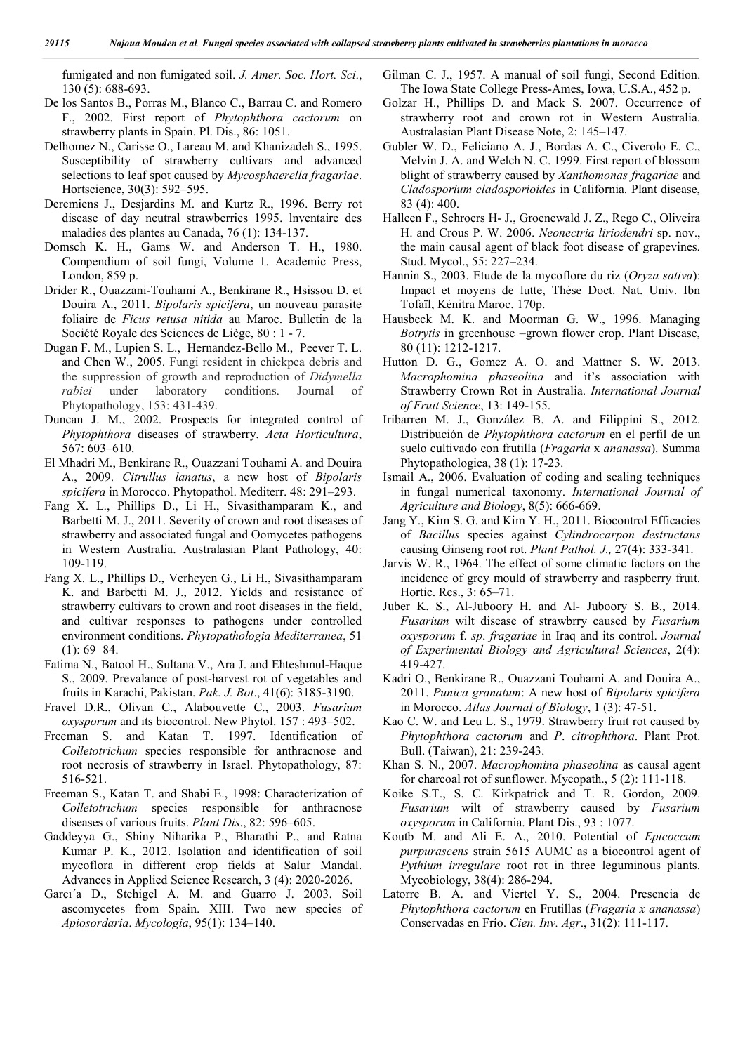fumigated and non fumigated soil. *J. Amer. Soc. Hort. Sci*., 130 (5): 688-693.

De los Santos B., Porras M., Blanco C., Barrau C. and Romero F., 2002. First report of *Phytophthora cactorum* on strawberry plants in Spain. Pl. Dis., 86: 1051.

Delhomez N., Carisse O., Lareau M. and Khanizadeh S., 1995. Susceptibility of strawberry cultivars and advanced selections to leaf spot caused by *Mycosphaerella fragariae*. Hortscience, 30(3): 592–595.

Deremiens J., Desjardins M. and Kurtz R., 1996. Berry rot disease of day neutral strawberries 1995. lnventaire des maladies des plantes au Canada, 76 (1): 134-137.

Domsch K. H., Gams W. and Anderson T. H., 1980. Compendium of soil fungi, Volume 1. Academic Press, London, 859 p.

Drider R., Ouazzani-Touhami A., Benkirane R., Hsissou D. et Douira A., 2011. *Bipolaris spicifera*, un nouveau parasite foliaire de *Ficus retusa nitida* au Maroc. Bulletin de la Société Royale des Sciences de Liège, 80 : 1 - 7.

Dugan F. M., Lupien S. L., Hernandez-Bello M., Peever T. L. and Chen W., 2005. Fungi resident in chickpea debris and the suppression of growth and reproduction of *Didymella rabiei* under laboratory conditions. Journal of Phytopathology, 153: 431-439.

Duncan J. M., 2002. Prospects for integrated control of *Phytophthora* diseases of strawberry. *Acta Horticultura*, 567: 603–610.

El Mhadri M., Benkirane R., Ouazzani Touhami A. and Douira A., 2009. *Citrullus lanatus*, a new host of *Bipolaris spicifera* in Morocco. Phytopathol. Mediterr. 48: 291–293.

Fang X. L., Phillips D., Li H., Sivasithamparam K., and Barbetti M. J., 2011. Severity of crown and root diseases of strawberry and associated fungal and Oomycetes pathogens in Western Australia. Australasian Plant Pathology, 40: 109-119.

Fang X. L., Phillips D., Verheyen G., Li H., Sivasithamparam K. and Barbetti M. J., 2012. Yields and resistance of strawberry cultivars to crown and root diseases in the field, and cultivar responses to pathogens under controlled environment conditions. *Phytopathologia Mediterranea*, 51 (1): 69 84.

Fatima N., Batool H., Sultana V., Ara J. and Ehteshmul-Haque S., 2009. Prevalance of post-harvest rot of vegetables and fruits in Karachi, Pakistan. *Pak. J. Bot*., 41(6): 3185-3190.

Fravel D.R., Olivan C., Alabouvette C., 2003. *Fusarium oxysporum* and its biocontrol. New Phytol. 157 : 493–502.

Freeman S. and Katan T. 1997. Identification of *Colletotrichum* species responsible for anthracnose and root necrosis of strawberry in Israel. Phytopathology, 87: 516-521.

Freeman S., Katan T. and Shabi E., 1998: Characterization of *Colletotrichum* species responsible for anthracnose diseases of various fruits. *Plant Dis*., 82: 596–605.

Gaddeyya G., Shiny Niharika P., Bharathi P., and Ratna Kumar P. K., 2012. Isolation and identification of soil mycoflora in different crop fields at Salur Mandal. Advances in Applied Science Research, 3 (4): 2020-2026.

Garcı´a D., Stchigel A. M. and Guarro J. 2003. Soil ascomycetes from Spain. XIII. Two new species of *Apiosordaria*. *Mycologia*, 95(1): 134–140.

Gilman C. J., 1957. A manual of soil fungi, Second Edition. The Iowa State College Press-Ames, Iowa, U.S.A., 452 p.

Golzar H., Phillips D. and Mack S. 2007. Occurrence of strawberry root and crown rot in Western Australia. Australasian Plant Disease Note, 2: 145–147.

Gubler W. D., Feliciano A. J., Bordas A. C., Civerolo E. C., Melvin J. A. and Welch N. C. 1999. First report of blossom blight of strawberry caused by *Xanthomonas fragariae* and *Cladosporium cladosporioides* in California. Plant disease, 83 (4): 400.

Halleen F., Schroers H- J., Groenewald J. Z., Rego C., Oliveira H. and Crous P. W. 2006. *Neonectria liriodendri* sp. nov., the main causal agent of black foot disease of grapevines. Stud. Mycol., 55: 227–234.

Hannin S., 2003. Etude de la mycoflore du riz (*Oryza sativa*): Impact et moyens de lutte, Thèse Doct. Nat. Univ. Ibn Tofaïl, Kénitra Maroc. 170p.

Hausbeck M. K. and Moorman G. W., 1996. Managing *Botrytis* in greenhouse –grown flower crop. Plant Disease, 80 (11): 1212-1217.

Hutton D. G., Gomez A. O. and Mattner S. W. 2013. *Macrophomina phaseolina* and it's association with Strawberry Crown Rot in Australia. *International Journal of Fruit Science*, 13: 149-155.

Iribarren M. J., González B. A. and Filippini S., 2012. Distribución de *Phytophthora cactorum* en el perfil de un suelo cultivado con frutilla (*Fragaria* x *ananassa*). Summa Phytopathologica, 38 (1): 17-23.

Ismail A., 2006. Evaluation of coding and scaling techniques in fungal numerical taxonomy. *International Journal of Agriculture and Biology*, 8(5): 666-669.

Jang Y., Kim S. G. and Kim Y. H., 2011. Biocontrol Efficacies of *Bacillus* species against *Cylindrocarpon destructans* causing Ginseng root rot. *Plant Pathol. J.,* 27(4): 333-341.

Jarvis W. R., 1964. The effect of some climatic factors on the incidence of grey mould of strawberry and raspberry fruit. Hortic. Res., 3: 65–71.

Juber K. S., Al-Juboory H. and Al- Juboory S. B., 2014. *Fusarium* wilt disease of strawbrry caused by *Fusarium oxysporum* f. *sp*. *fragariae* in Iraq and its control. *Journal of Experimental Biology and Agricultural Sciences*, 2(4): 419-427.

Kadri O., Benkirane R., Ouazzani Touhami A. and Douira A., 2011. *Punica granatum*: A new host of *Bipolaris spicifera* in Morocco. *Atlas Journal of Biology*, 1 (3): 47-51.

Kao C. W. and Leu L. S., 1979. Strawberry fruit rot caused by *Phytophthora cactorum* and *P. citrophthora*. Plant Prot. Bull. (Taiwan), 21: 239-243.

Khan S. N., 2007. *Macrophomina phaseolina* as causal agent for charcoal rot of sunflower. Mycopath., 5 (2): 111-118.

Koike S.T., S. C. Kirkpatrick and T. R. Gordon, 2009. *Fusarium* wilt of strawberry caused by *Fusarium oxysporum* in California. Plant Dis., 93 : 1077.

Koutb M. and Ali E. A., 2010. Potential of *Epicoccum purpurascens* strain 5615 AUMC as a biocontrol agent of *Pythium irregulare* root rot in three leguminous plants. Mycobiology, 38(4): 286-294.

Latorre B. A. and Viertel Y. S., 2004. Presencia de *Phytophthora cactorum* en Frutillas (*Fragaria x ananassa*) Conservadas en Frío. *Cien. Inv. Agr*., 31(2): 111-117.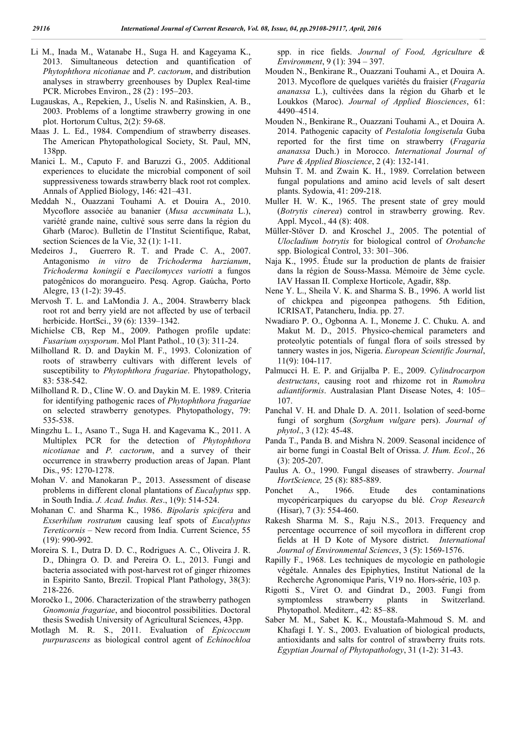Li M., Inada M., Watanabe H., Suga H. and Kageyama K., 2013. Simultaneous detection and quantification of *Phytophthora nicotianae* and *P. cactorum*, and distribution analyses in strawberry greenhouses by Duplex Real-time PCR. Microbes Environ., 28 (2) : 195–203.

Lugauskas, A., Repekien, J., Uselis N. and Rašinskien, A. B., 2003. Problems of a longtime strawberry growing in one plot. Hortorum Cultus, 2(2): 59-68.

Maas J. L. Ed., 1984. Compendium of strawberry diseases. The American Phytopathological Society, St. Paul, MN, 138pp.

Manici L. M., Caputo F. and Baruzzi G., 2005. Additional experiences to elucidate the microbial component of soil suppressiveness towards strawberry black root rot complex. Annals of Applied Biology, 146: 421–431.

Meddah N., Ouazzani Touhami A. et Douira A., 2010. Mycoflore associée au bananier (*Musa accuminata* L.), variété grande naine, cultivé sous serre dans la région du Gharb (Maroc). Bulletin de l'Institut Scientifique, Rabat, section Sciences de la Vie, 32 (1): 1-11.

Medeiros J., Guerrero R. T. and Prade C. A., 2007. Antagonismo *in vitro* de *Trichoderma harzianum*, *Trichoderma koningii* e *Paecilomyces variotti* a fungos patogênicos do morangueiro. Pesq. Agrop. Gaúcha, Porto Alegre, 13 (1-2): 39-45.

Mervosh T. L. and LaMondia J. A., 2004. Strawberry black root rot and berry yield are not affected by use of terbacil herbicide. HortSci., 39 (6): 1339–1342.

Michielse CB, Rep M., 2009. Pathogen profile update: *Fusarium oxysporum*. Mol Plant Pathol., 10 (3): 311-24.

Milholland R. D. and Daykin M. F., 1993. Colonization of roots of strawberry cultivars with different levels of susceptibility to *Phytophthora fragariae*. Phytopathology, 83: 538-542.

Milholland R. D., Cline W. O. and Daykin M. E. 1989. Criteria for identifying pathogenic races of *Phytophthora fragariae* on selected strawberry genotypes. Phytopathology, 79: 535-538.

Mingzhu L. I., Asano T., Suga H. and Kagevama K., 2011. A Multiplex PCR for the detection of *Phytophthora nicotianae* and *P. cactorum*, and a survey of their occurrence in strawberry production areas of Japan. Plant Dis., 95: 1270-1278.

Mohan V. and Manokaran P., 2013. Assessment of disease problems in different clonal plantations of *Eucalyptus* spp. in South India. *J. Acad. Indus. Res*., 1(9): 514-524.

Mohanan C. and Sharma K., 1986. *Bipolaris spicifera* and *Exserhilum rostratum* causing leaf spots of *Eucalyptus Tereticornis* – New record from India. Current Science, 55 (19): 990-992.

Moreira S. I., Dutra D. D. C., Rodrigues A. C., Oliveira J. R. D., Dhingra O. D. and Pereira O. L., 2013. Fungi and bacteria associated with post-harvest rot of ginger rhizomes in Espirito Santo, Brezil. Tropical Plant Pathology, 38(3): 218-226.

Moročko I., 2006. Characterization of the strawberry pathogen *Gnomonia fragariae*, and biocontrol possibilities. Doctoral thesis Swedish University of Agricultural Sciences, 43pp.

Motlagh M. R. S., 2011. Evaluation of *Epicoccum purpurascens* as biological control agent of *Echinochloa* spp. in rice fields. *Journal of Food, Agriculture & Environment*, 9 (1): 394 – 397.

Mouden N., Benkirane R., Ouazzani Touhami A., et Douira A. 2013. Mycoflore de quelques variétés du fraisier (*Fragaria ananassa* L.), cultivées dans la région du Gharb et le Loukkos (Maroc). *Journal of Applied Biosciences*, 61: 4490–4514.

Mouden N., Benkirane R., Ouazzani Touhami A., et Douira A. 2014. Pathogenic capacity of *Pestalotia longisetula* Guba reported for the first time on strawberry (*Fragaria ananassa* Duch.) in Morocco. *International Journal of Pure & Applied Bioscience*, 2 (4): 132-141.

Muhsin T. M. and Zwain K. H., 1989. Correlation between fungal populations and amino acid levels of salt desert plants. Sydowia, 41: 209-218.

Muller H. W. K., 1965. The present state of grey mould (*Botrytis cinerea*) control in strawberry growing. Rev. Appl. Mycol., 44 (8): 408.

Müller-Stöver D. and Kroschel J., 2005. The potential of *Ulocladium botrytis* for biological control of *Orobanche* spp. Biological Control, 33: 301–306.

Naja K., 1995. Étude sur la production de plants de fraisier dans la région de Souss-Massa. Mémoire de 3ème cycle. IAV Hassan II. Complexe Horticole, Agadir, 88p.

Nene Y. L., Sheila V. K. and Sharma S. B., 1996. A world list of chickpea and pigeonpea pathogens. 5th Edition, ICRISAT, Patancheru, India. pp. 27.

Nwadiaro P. O., Ogbonna A. I., Moneme J. C. Chuku. A. and Makut M. D., 2015. Physico-chemical parameters and proteolytic potentials of fungal flora of soils stressed by tannery wastes in jos, Nigeria. *European Scientific Journal*, 11(9): 104-117.

Palmucci H. E. P. and Grijalba P. E., 2009. *Cylindrocarpon destructans*, causing root and rhizome rot in *Rumohra adiantiformis*. Australasian Plant Disease Notes, 4: 105–107.

Panchal V. H. and Dhale D. A. 2011. Isolation of seed-borne fungi of sorghum (*Sorghum vulgare* pers). *Journal of phytol*., 3 (12): 45-48.

Panda T., Panda B. and Mishra N. 2009. Seasonal incidence of air borne fungi in Coastal Belt of Orissa. *J. Hum. Ecol*., 26 (3): 205-207.

Paulus A. O., 1990. Fungal diseases of strawberry. *Journal HortScience,* 25 (8): 885-889.

Ponchet A., 1966. Etude des contaminations mycopéricarpiques du caryopse du blé. *Crop Research* (Hisar), 7 (3): 554-460.

Rakesh Sharma M. S., Raju N.S., 2013. Frequency and percentage occurrence of soil mycoflora in different crop fields at H D Kote of Mysore district. *International Journal of Environmental Sciences*, 3 (5): 1569-1576.

Rapilly F., 1968. Les techniques de mycologie en pathologie végétale. Annales des Epiphyties, Institut National de la Recherche Agronomique Paris, V19 no. Hors-série, 103 p.

Rigotti S., Viret O. and Gindrat D., 2003. Fungi from symptomless strawberry plants in Switzerland. Phytopathol. Mediterr., 42: 85–88.

Saber M. M., Sabet K. K., Moustafa-Mahmoud S. M. and Khafagi I. Y. S., 2003. Evaluation of biological products, antioxidants and salts for control of strawberry fruits rots. *Egyptian Journal of Phytopathology*, 31 (1-2): 31-43.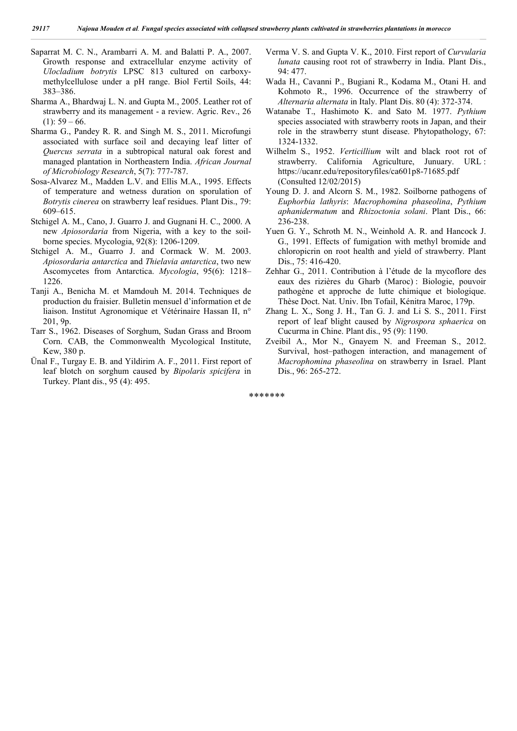Saparrat M. C. N., Arambarri A. M. and Balatti P. A., 2007. Growth response and extracellular enzyme activity of *Ulocladium botrytis* LPSC 813 cultured on carboxy-methylcellulose under a pH range. Biol Fertil Soils, 44: 383–386.

Sharma A., Bhardwaj L. N. and Gupta M., 2005. Leather rot of strawberry and its management - a review. Agric. Rev., 26 (1): 59 – 66.

Sharma G., Pandey R. R. and Singh M. S., 2011. Microfungi associated with surface soil and decaying leaf litter of *Quercus serrata* in a subtropical natural oak forest and managed plantation in Northeastern India. *African Journal of Microbiology Research*, 5(7): 777-787.

Sosa-Alvarez M., Madden L.V. and Ellis M.A., 1995. Effects of temperature and wetness duration on sporulation of *Botrytis cinerea* on strawberry leaf residues. Plant Dis., 79: 609–615.

Stchigel A. M., Cano, J. Guarro J. and Gugnani H. C., 2000. A new *Apiosordaria* from Nigeria, with a key to the soil-borne species. Mycologia, 92(8): 1206-1209.

Stchigel A. M., Guarro J. and Cormack W. M. 2003. *Apiosordaria antarctica* and *Thielavia antarctica*, two new Ascomycetes from Antarctica. *Mycologia*, 95(6): 1218–1226.

Tanji A., Benicha M. et Mamdouh M. 2014. Techniques de production du fraisier. Bulletin mensuel d'information et de liaison. Institut Agronomique et Vétérinaire Hassan II, n° 201, 9p.

Tarr S., 1962. Diseases of Sorghum, Sudan Grass and Broom Corn. CAB, the Commonwealth Mycological Institute, Kew, 380 p.

Ünal F., Turgay E. B. and Yildirim A. F., 2011. First report of leaf blotch on sorghum caused by *Bipolaris spicifera* in Turkey. Plant dis., 95 (4): 495.

Verma V. S. and Gupta V. K., 2010. First report of *Curvularia lunata* causing root rot of strawberry in India. Plant Dis., 94: 477.

Wada H., Cavanni P., Bugiani R., Kodama M., Otani H. and Kohmoto R., 1996. Occurrence of the strawberry of *Alternaria alternata* in Italy. Plant Dis. 80 (4): 372-374.

Watanabe T., Hashimoto K. and Sato M. 1977. *Pythium* species associated with strawberry roots in Japan, and their role in the strawberry stunt disease. Phytopathology, 67: 1324-1332.

Wilhelm S., 1952. *Verticillium* wilt and black root rot of strawberry. California Agriculture, Junuary. URL : https://ucanr.edu/repositoryfiles/ca601p8-71685.pdf (Consulted 12/02/2015)

Young D. J. and Alcorn S. M., 1982. Soilborne pathogens of *Euphorbia lathyris*: *Macrophomina phaseolina*, *Pythium aphanidermatum* and *Rhizoctonia solani*. Plant Dis., 66: 236-238.

Yuen G. Y., Schroth M. N., Weinhold A. R. and Hancock J. G., 1991. Effects of fumigation with methyl bromide and chloropicrin on root health and yield of strawberry. Plant Dis., 75: 416-420.

Zehhar G., 2011. Contribution à l'étude de la mycoflore des eaux des rizières du Gharb (Maroc) : Biologie, pouvoir pathogène et approche de lutte chimique et biologique. Thèse Doct. Nat. Univ. Ibn Tofail, Kénitra Maroc, 179p.

Zhang L. X., Song J. H., Tan G. J. and Li S. S., 2011. First report of leaf blight caused by *Nigrospora sphaerica* on Cucurma in Chine. Plant dis., 95 (9): 1190.

Zveibil A., Mor N., Gnayem N. and Freeman S., 2012. Survival, host–pathogen interaction, and management of *Macrophomina phaseolina* on strawberry in Israel. Plant Dis., 96: 265-272.

\*\*\*\*\*\*\*